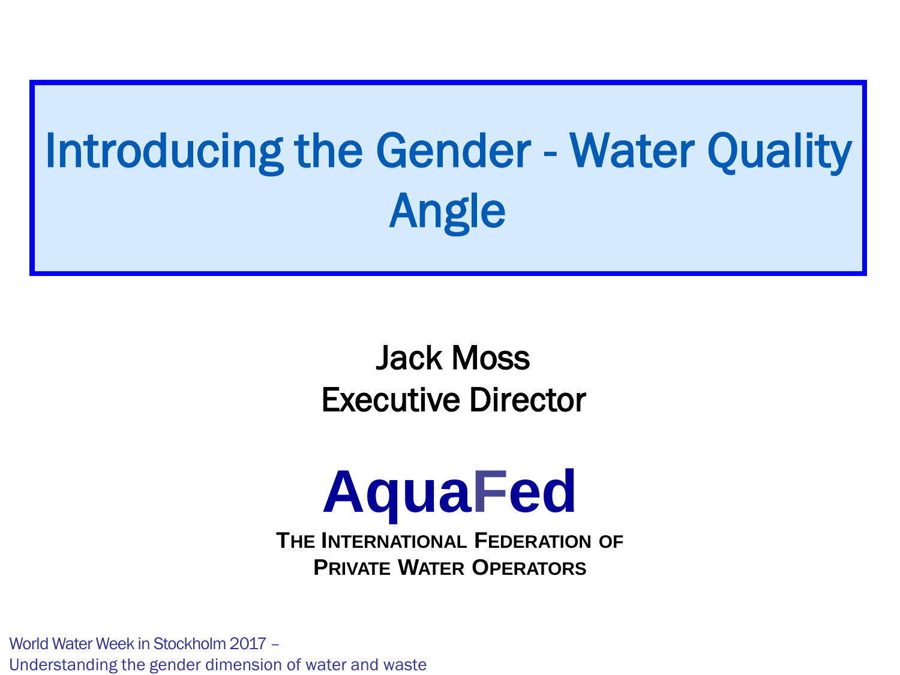# Introducing the Gender - Water Quality Angle

Jack Moss
Executive Director

**AquaFed**

**THE INTERNATIONAL FEDERATION OF PRIVATE WATER OPERATORS**

World Water Week in Stockholm 2017 –
Understanding the gender dimension of water and waste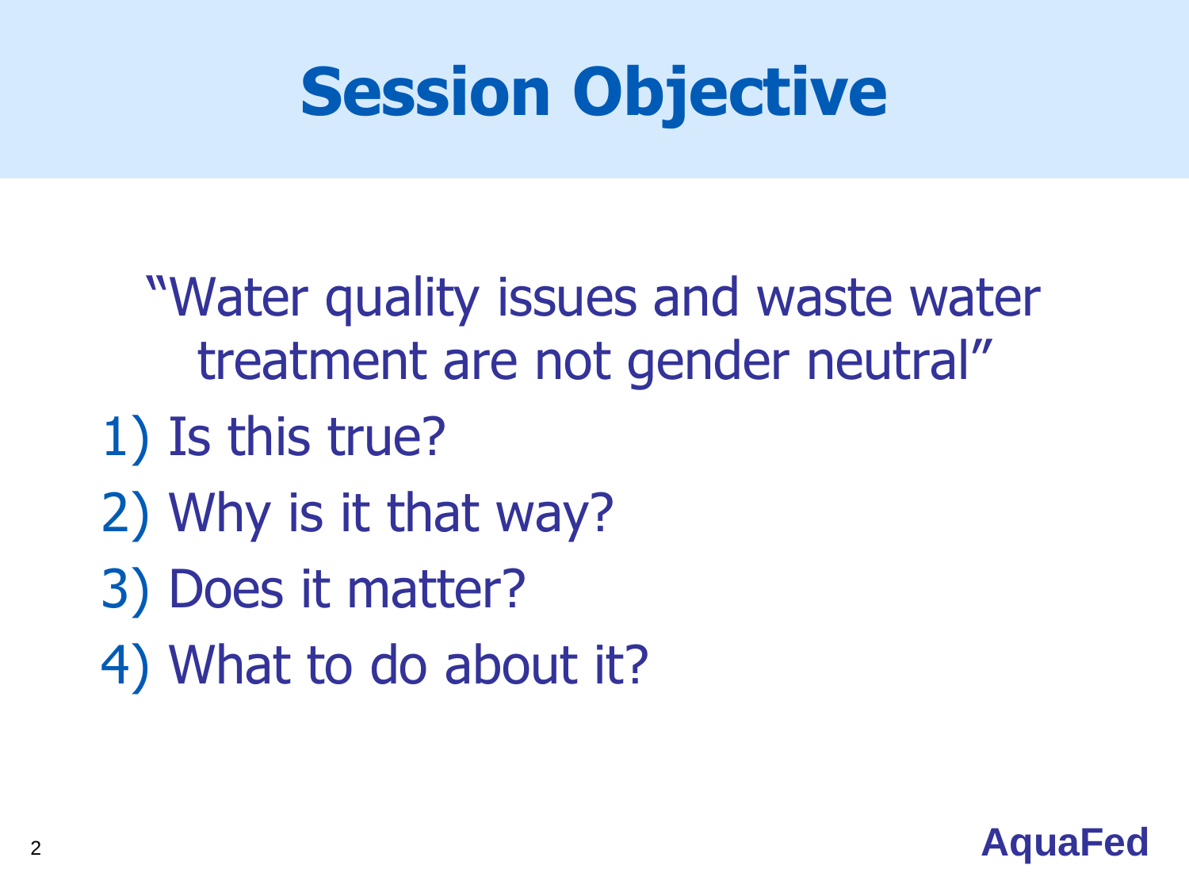# Session Objective

"Water quality issues and waste water treatment are not gender neutral"

1) Is this true?
2) Why is it that way?
3) Does it matter?
4) What to do about it?

AquaFed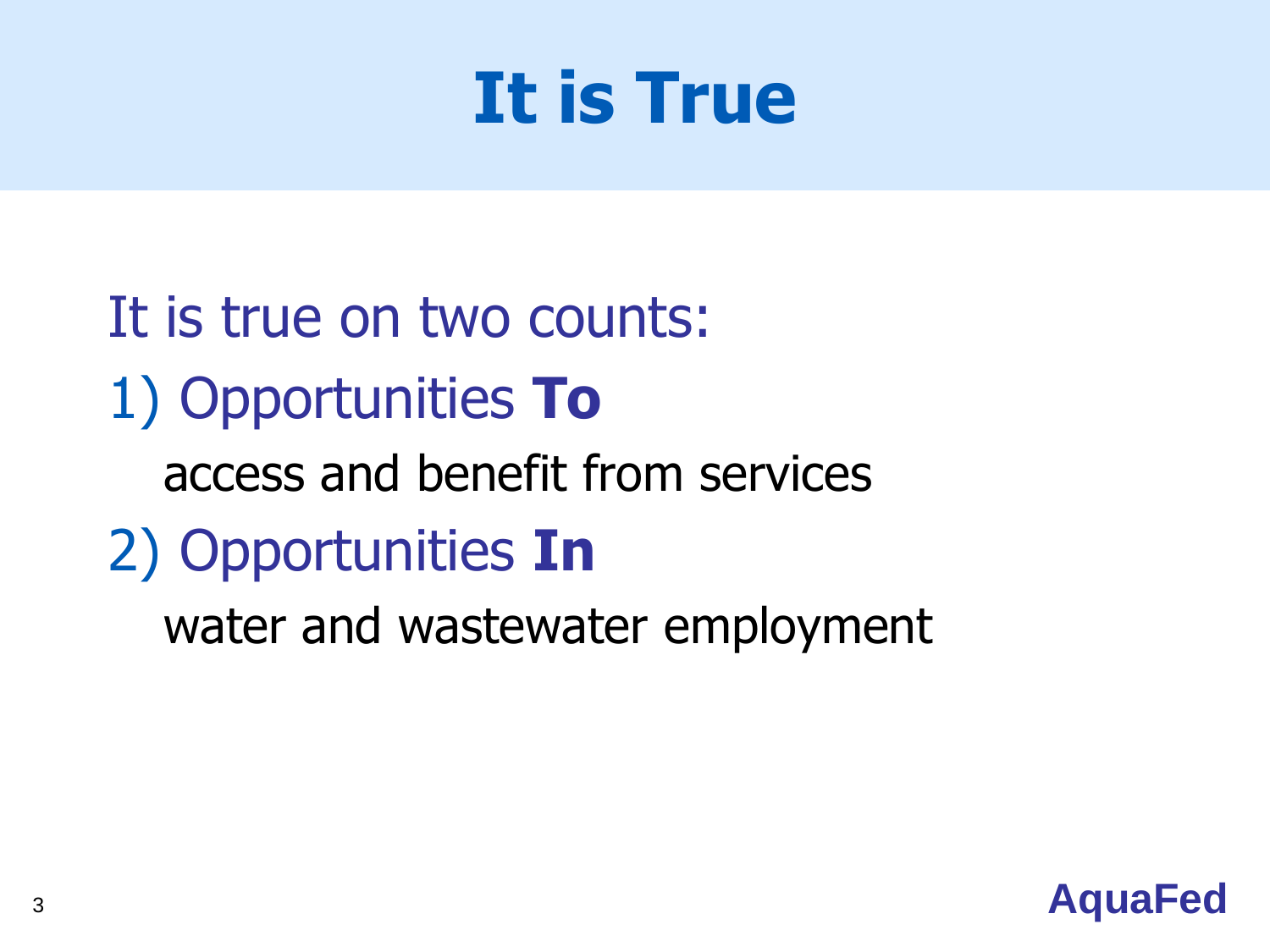# It is True

It is true on two counts:

1) Opportunities **To**

   access and benefit from services

2) Opportunities **In**

   water and wastewater employment

**AquaFed**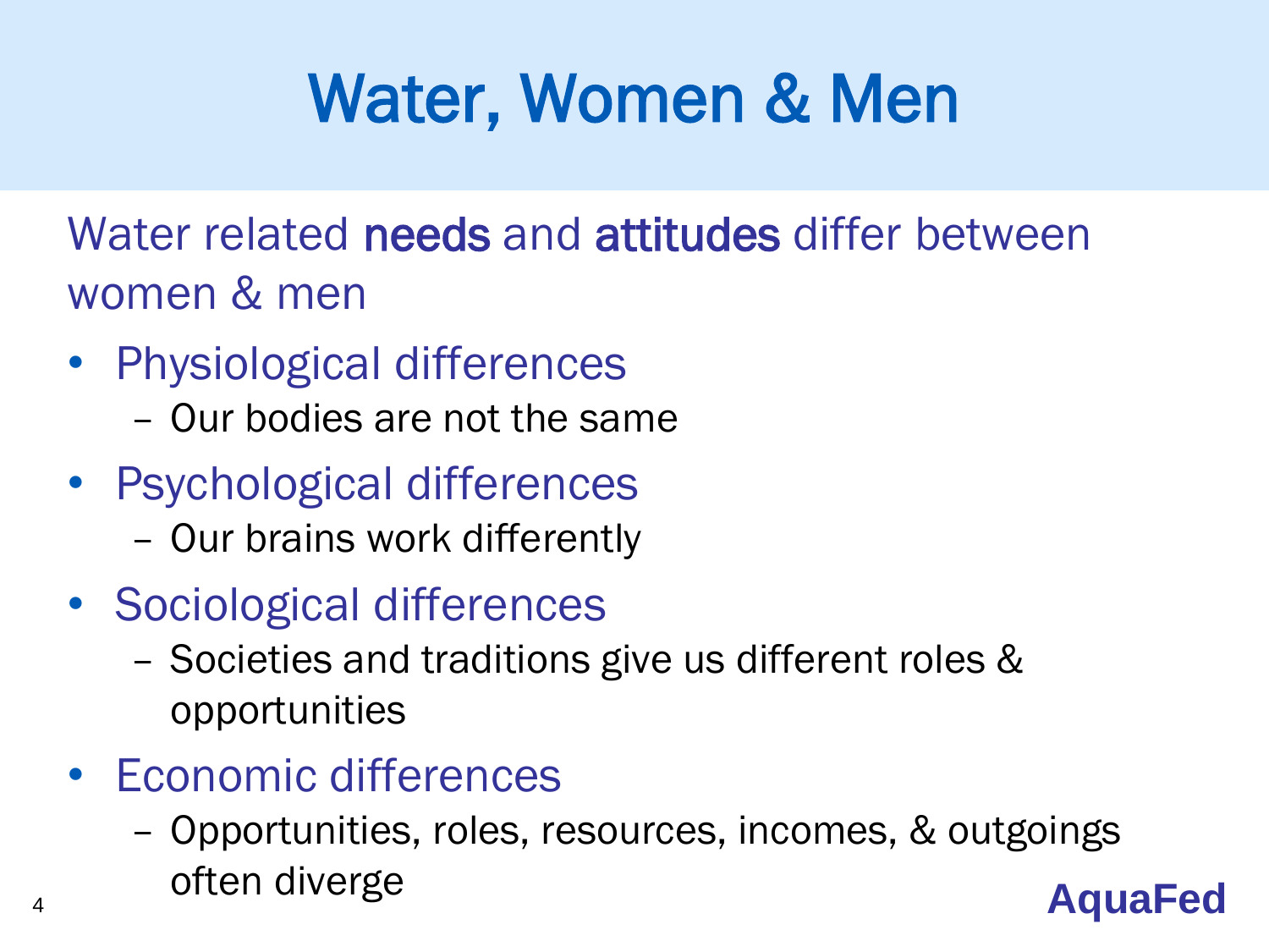# Water, Women & Men

Water related **needs** and **attitudes** differ between women & men

- Physiological differences
  - Our bodies are not the same
- Psychological differences
  - Our brains work differently
- Sociological differences
  - Societies and traditions give us different roles & opportunities
- Economic differences
  - Opportunities, roles, resources, incomes, & outgoings often diverge

**AquaFed**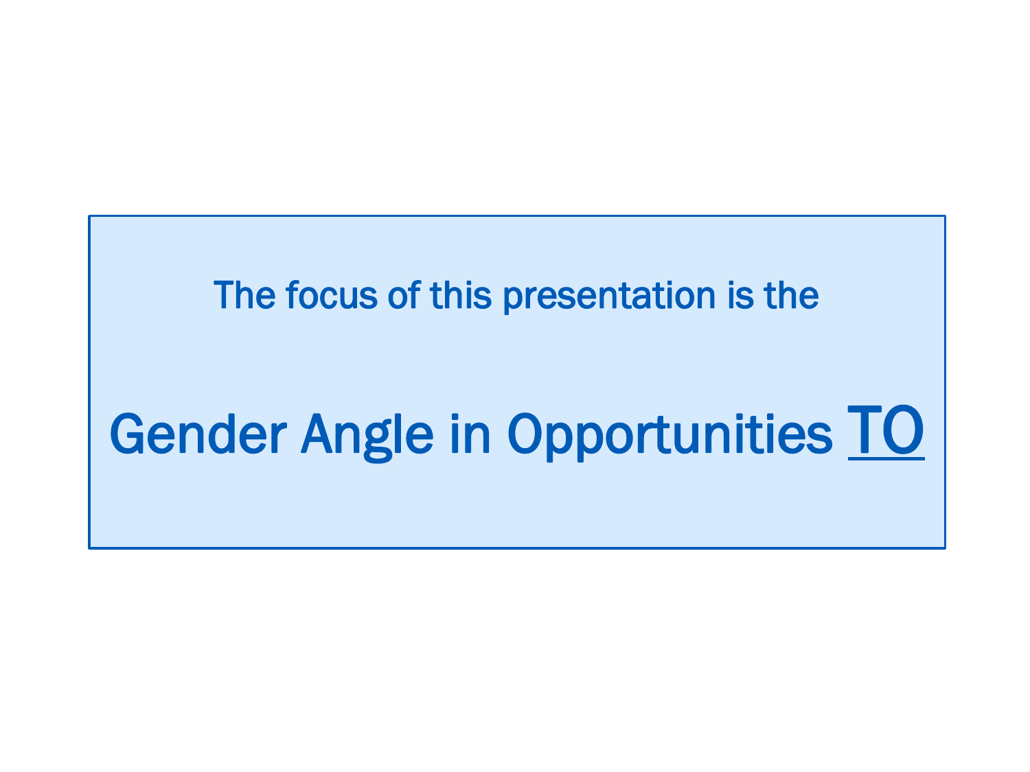The focus of this presentation is the

## Gender Angle in Opportunities <u>TO</u>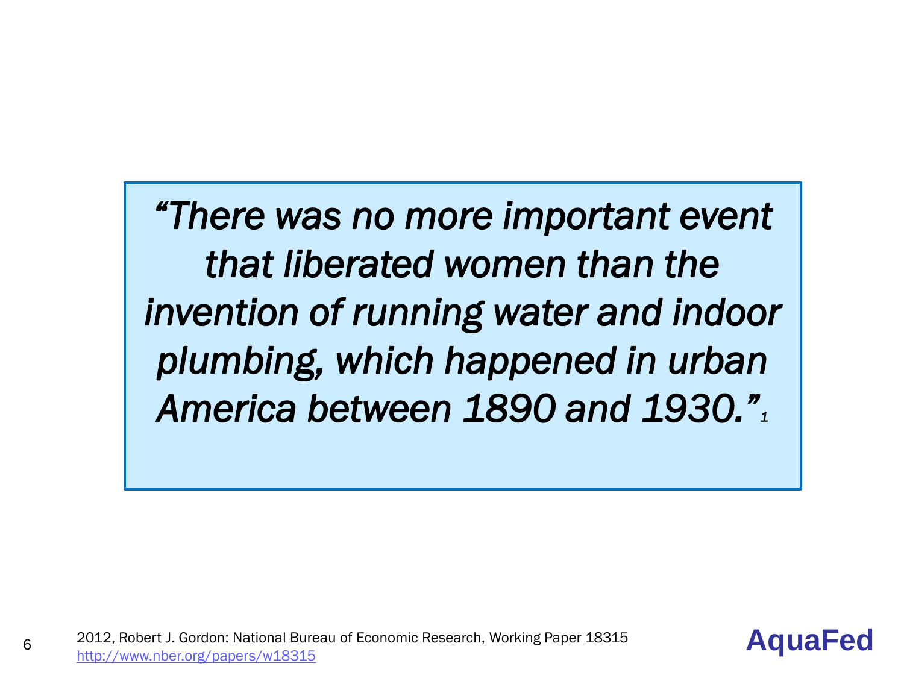*"There was no more important event that liberated women than the invention of running water and indoor plumbing, which happened in urban America between 1890 and 1930."*[1]

2012, Robert J. Gordon: National Bureau of Economic Research, Working Paper 18315
http://www.nber.org/papers/w18315

**AquaFed**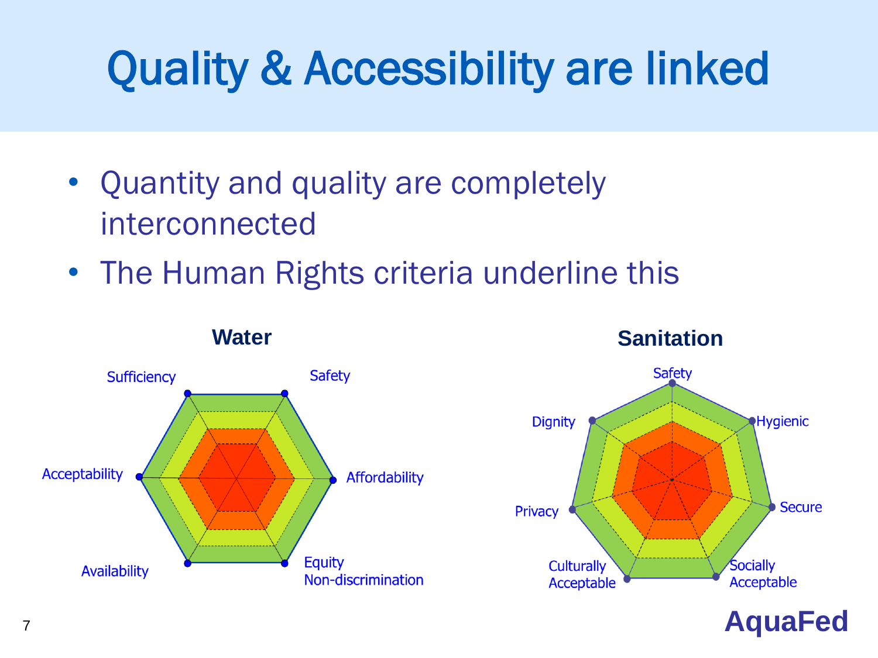# Quality & Accessibility are linked

- Quantity and quality are completely interconnected
- The Human Rights criteria underline this

**Water**

Sufficiency, Safety, Affordability, Equity Non-discrimination, Availability, Acceptability

**Sanitation**

Safety, Hygienic, Secure, Socially Acceptable, Culturally Acceptable, Privacy, Dignity

**AquaFed**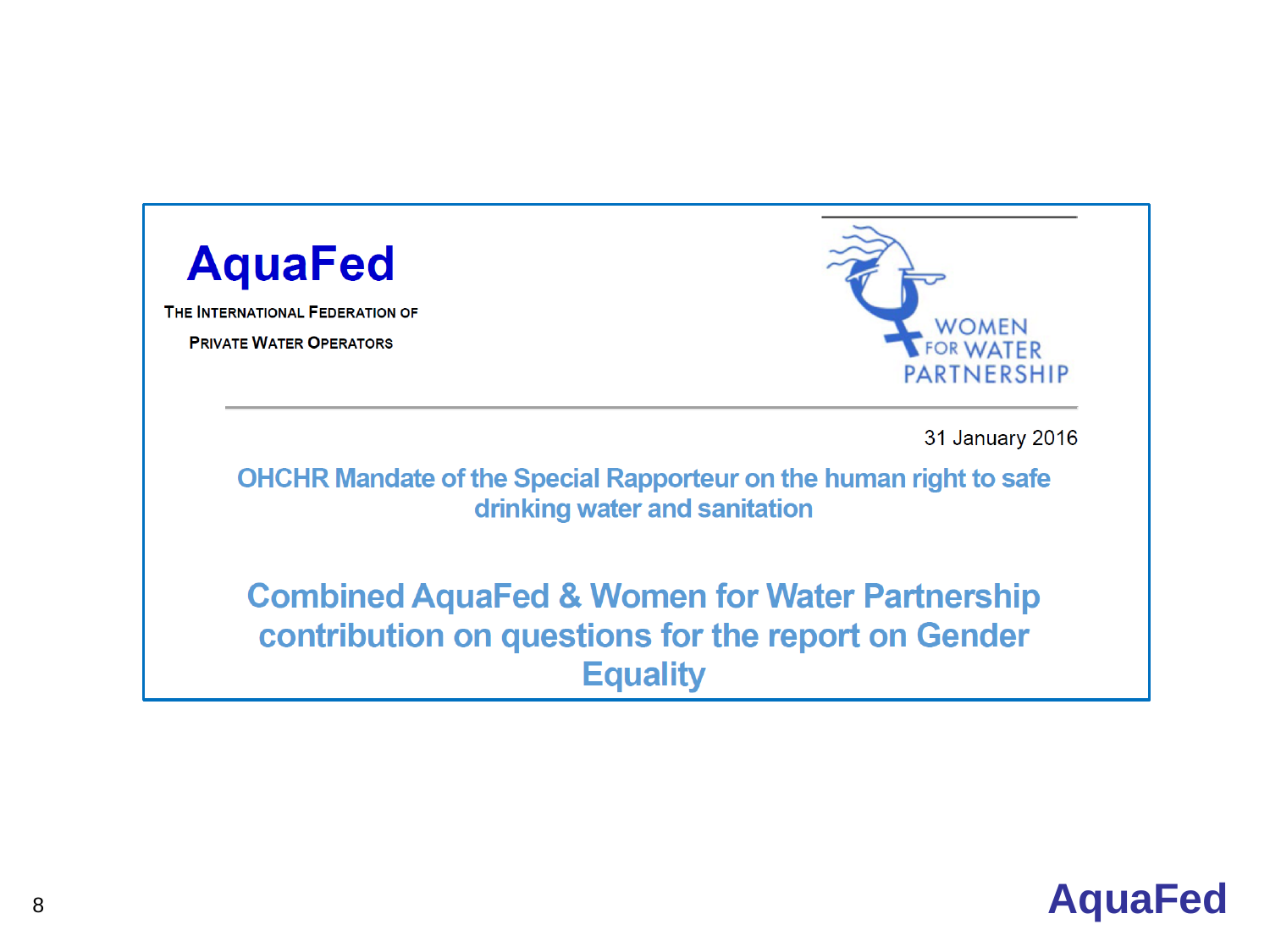# AquaFed

THE INTERNATIONAL FEDERATION OF

PRIVATE WATER OPERATORS

WOMEN FOR WATER PARTNERSHIP

31 January 2016

## OHCHR Mandate of the Special Rapporteur on the human right to safe drinking water and sanitation

## Combined AquaFed & Women for Water Partnership contribution on questions for the report on Gender Equality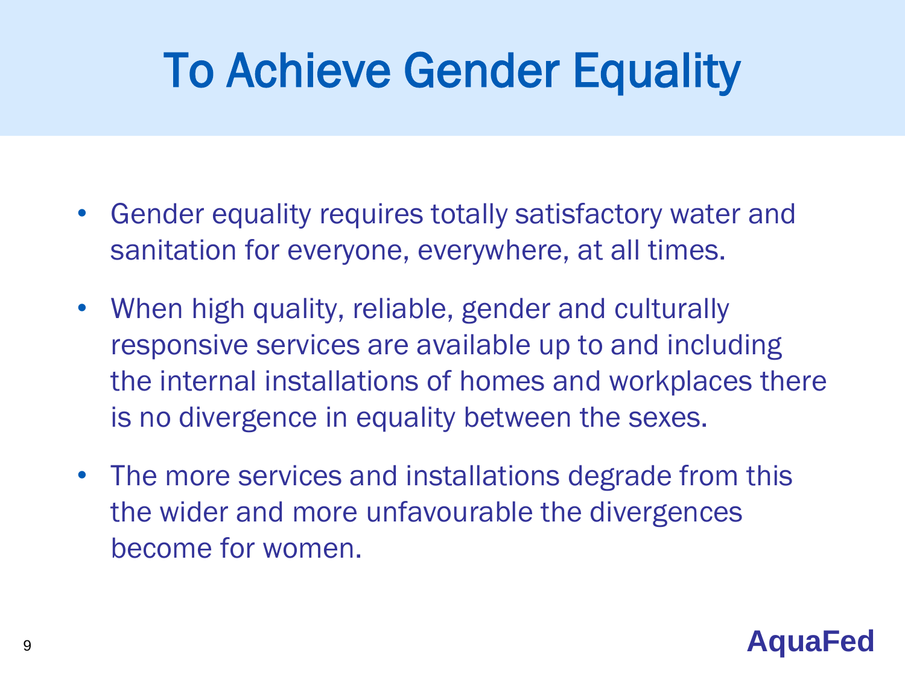# To Achieve Gender Equality

- Gender equality requires totally satisfactory water and sanitation for everyone, everywhere, at all times.
- When high quality, reliable, gender and culturally responsive services are available up to and including the internal installations of homes and workplaces there is no divergence in equality between the sexes.
- The more services and installations degrade from this the wider and more unfavourable the divergences become for women.

**AquaFed**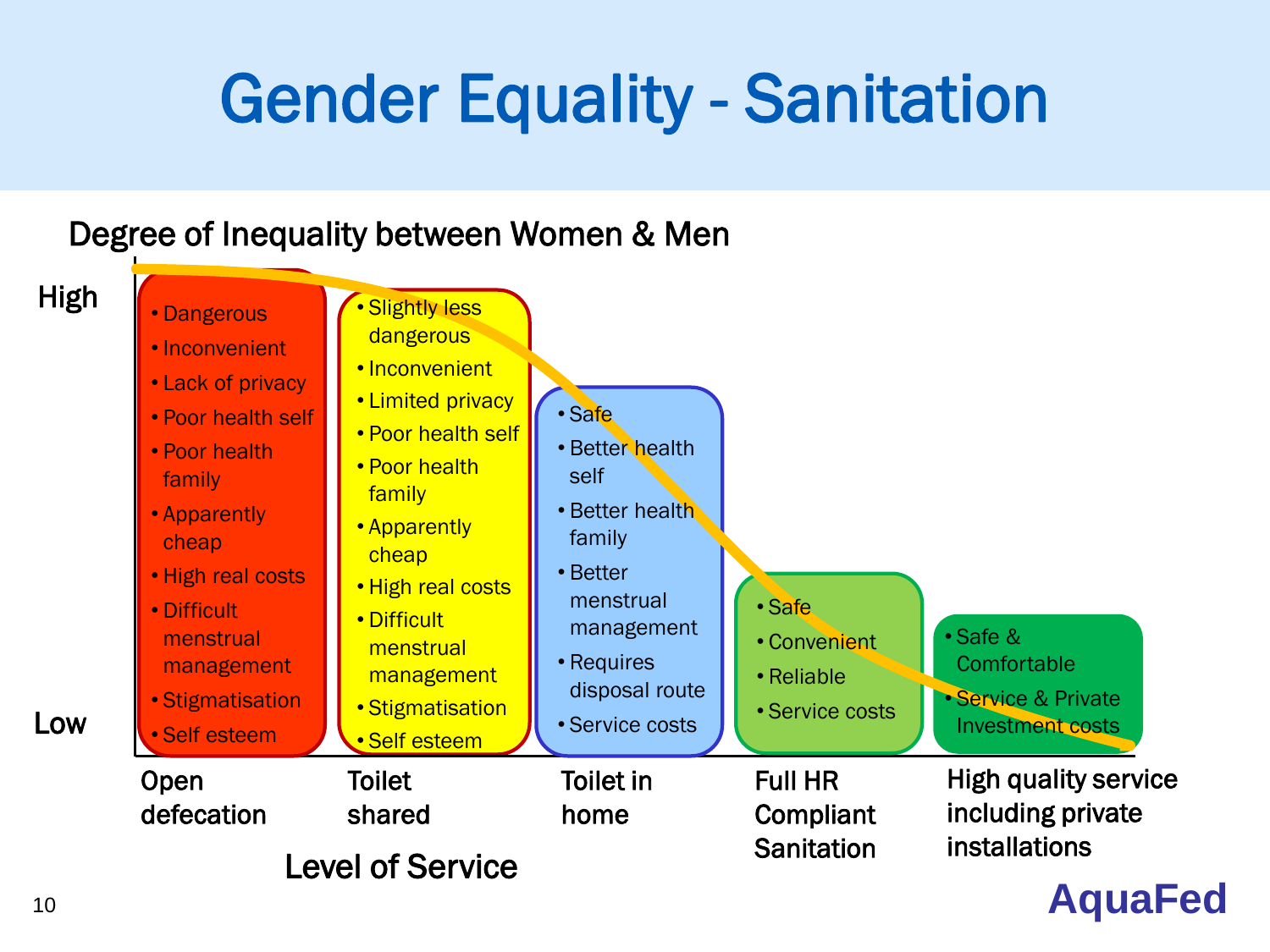# Gender Equality - Sanitation

Degree of Inequality between Women & Men

High

Low

**Open defecation**

- Dangerous
- Inconvenient
- Lack of privacy
- Poor health self
- Poor health family
- Apparently cheap
- High real costs
- Difficult menstrual management
- Stigmatisation
- Self esteem

**Toilet shared**

- Slightly less dangerous
- Inconvenient
- Limited privacy
- Poor health self
- Poor health family
- Apparently cheap
- High real costs
- Difficult menstrual management
- Stigmatisation
- Self esteem

**Toilet in home**

- Safe
- Better health self
- Better health family
- Better menstrual management
- Requires disposal route
- Service costs

**Full HR Compliant Sanitation**

- Safe
- Convenient
- Reliable
- Service costs

**High quality service including private installations**

- Safe & Comfortable
- Service & Private Investment costs

Level of Service

AquaFed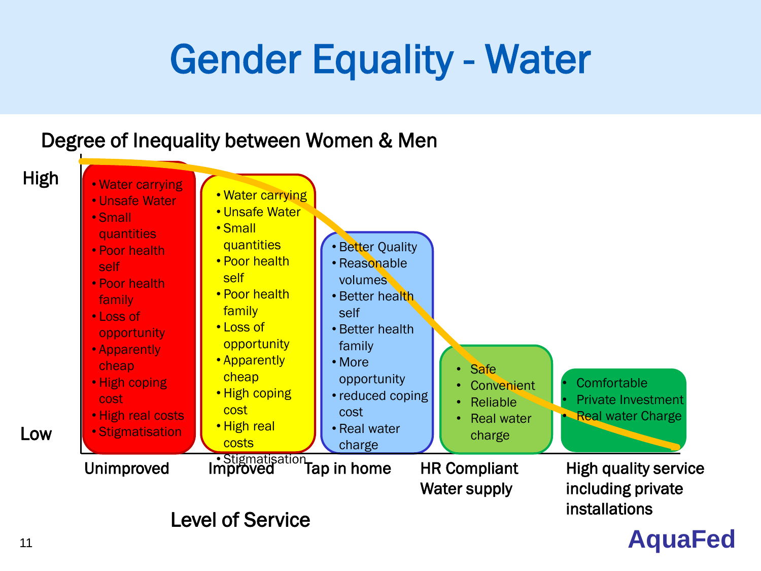# Gender Equality - Water

Degree of Inequality between Women & Men

High

Low

**Unimproved**
- Water carrying
- Unsafe Water
- Small quantities
- Poor health self
- Poor health family
- Loss of opportunity
- Apparently cheap
- High coping cost
- High real costs
- Stigmatisation

**Improved**
- Water carrying
- Unsafe Water
- Small quantities
- Poor health self
- Poor health family
- Loss of opportunity
- Apparently cheap
- High coping cost
- High real costs
- Stigmatisation

**Tap in home**
- Better Quality
- Reasonable volumes
- Better health self
- Better health family
- More opportunity
- reduced coping cost
- Real water charge

**HR Compliant Water supply**
- Safe
- Convenient
- Reliable
- Real water charge

**High quality service including private installations**
- Comfortable
- Private Investment
- Real water Charge

Level of Service

AquaFed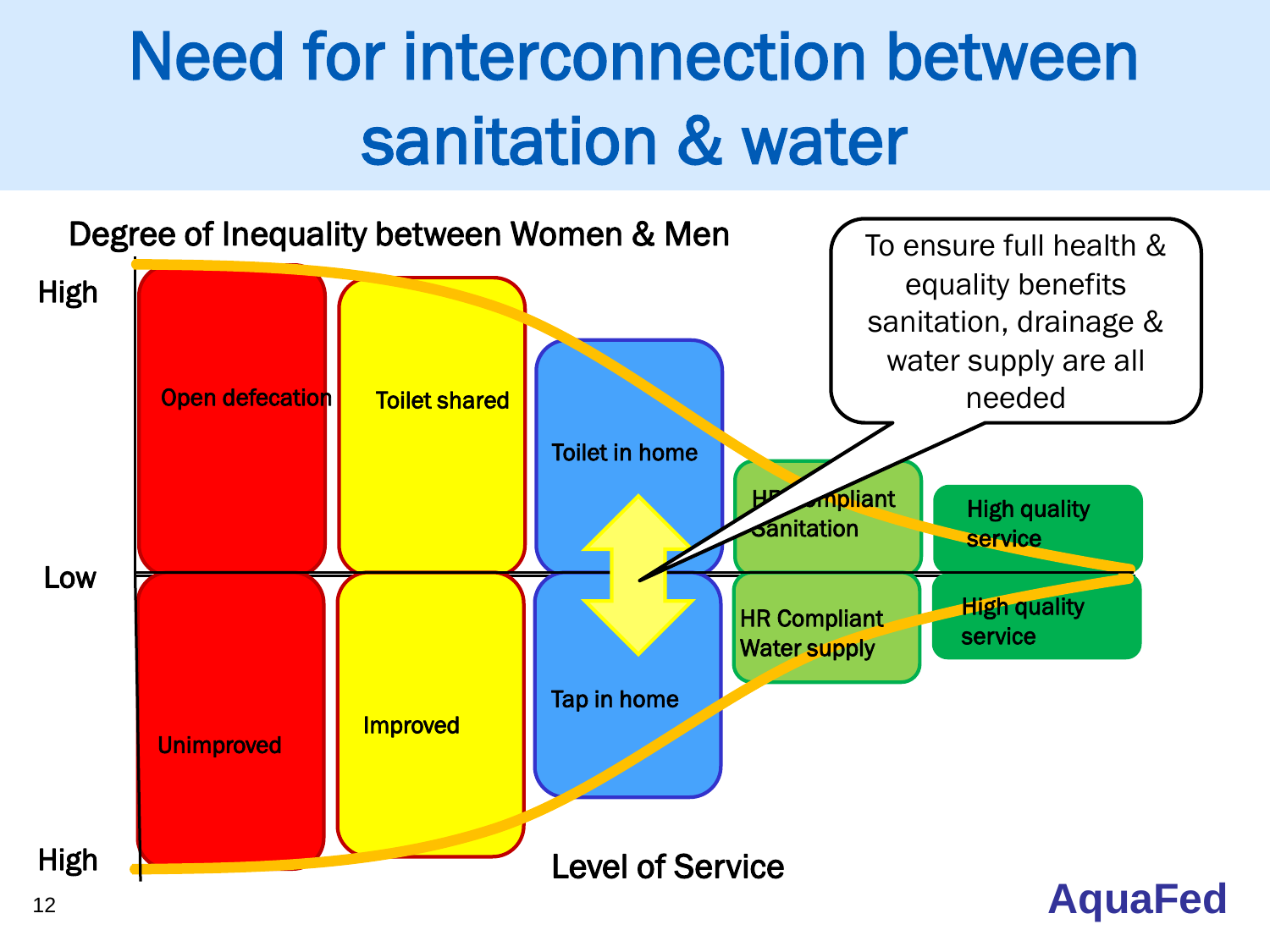# Need for interconnection between sanitation & water

Degree of Inequality between Women & Men

High

Low

High

Open defecation

Toilet shared

Toilet in home

HR Compliant Sanitation

High quality service

Unimproved

Improved

Tap in home

HR Compliant Water supply

High quality service

To ensure full health & equality benefits sanitation, drainage & water supply are all needed

Level of Service

AquaFed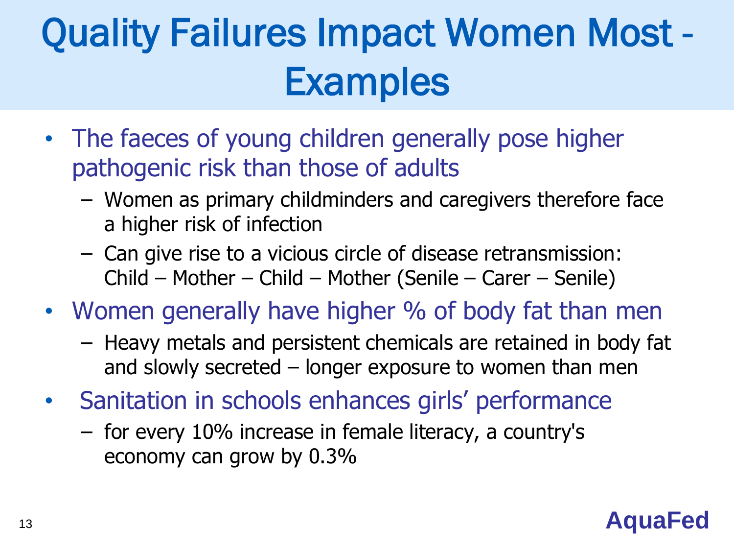# Quality Failures Impact Women Most - Examples

- The faeces of young children generally pose higher pathogenic risk than those of adults
  - Women as primary childminders and caregivers therefore face a higher risk of infection
  - Can give rise to a vicious circle of disease retransmission: Child – Mother – Child – Mother (Senile – Carer – Senile)
- Women generally have higher % of body fat than men
  - Heavy metals and persistent chemicals are retained in body fat and slowly secreted – longer exposure to women than men
- Sanitation in schools enhances girls' performance
  - for every 10% increase in female literacy, a country's economy can grow by 0.3%

AquaFed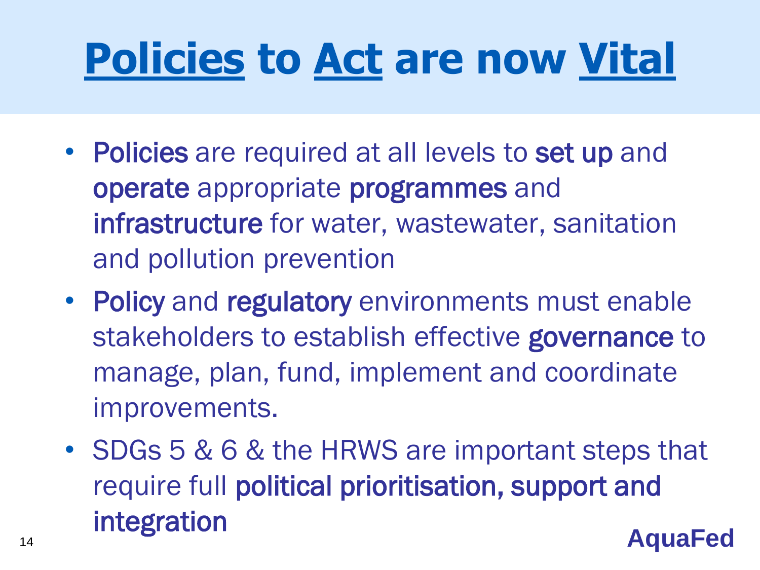# Policies to Act are now Vital

- **Policies** are required at all levels to **set up** and **operate** appropriate **programmes** and **infrastructure** for water, wastewater, sanitation and pollution prevention
- **Policy** and **regulatory** environments must enable stakeholders to establish effective **governance** to manage, plan, fund, implement and coordinate improvements.
- SDGs 5 & 6 & the HRWS are important steps that require full **political prioritisation, support and integration**

**AquaFed**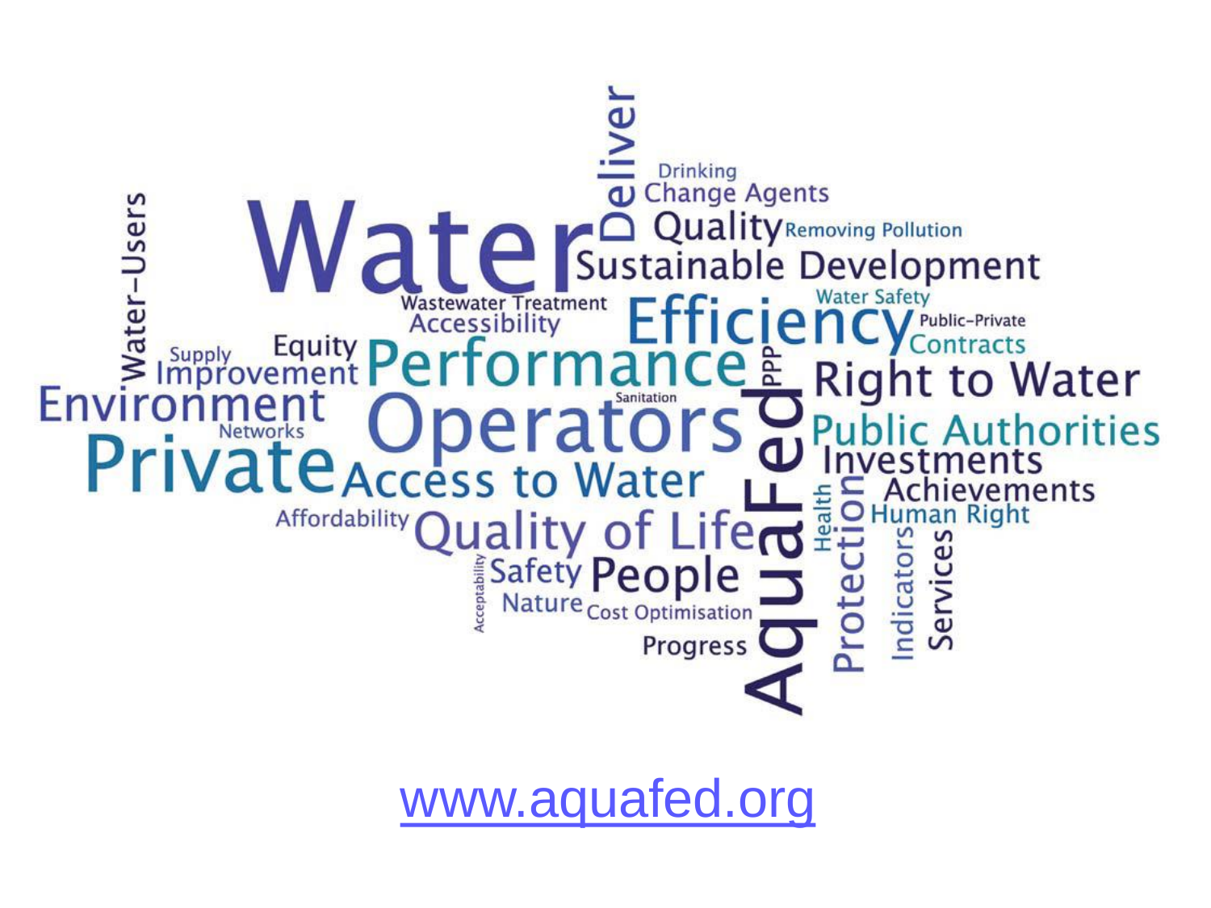Water

Deliver

Drinking

Change Agents

Quality

Removing Pollution

Sustainable Development

Water-Users

Wastewater Treatment

Accessibility

Efficiency

Water Safety

Public-Private

Contracts

Supply

Equity

Improvement

Performance

PPP

Right to Water

Environment

Sanitation

Networks

Operators

Public Authorities

Private

Access to Water

AquaFed

Investments

Achievements

Affordability

Quality of Life

Health

Protection

Human Right

Acceptability

Safety

People

Indicators

Services

Nature

Cost Optimisation

Progress

www.aquafed.org